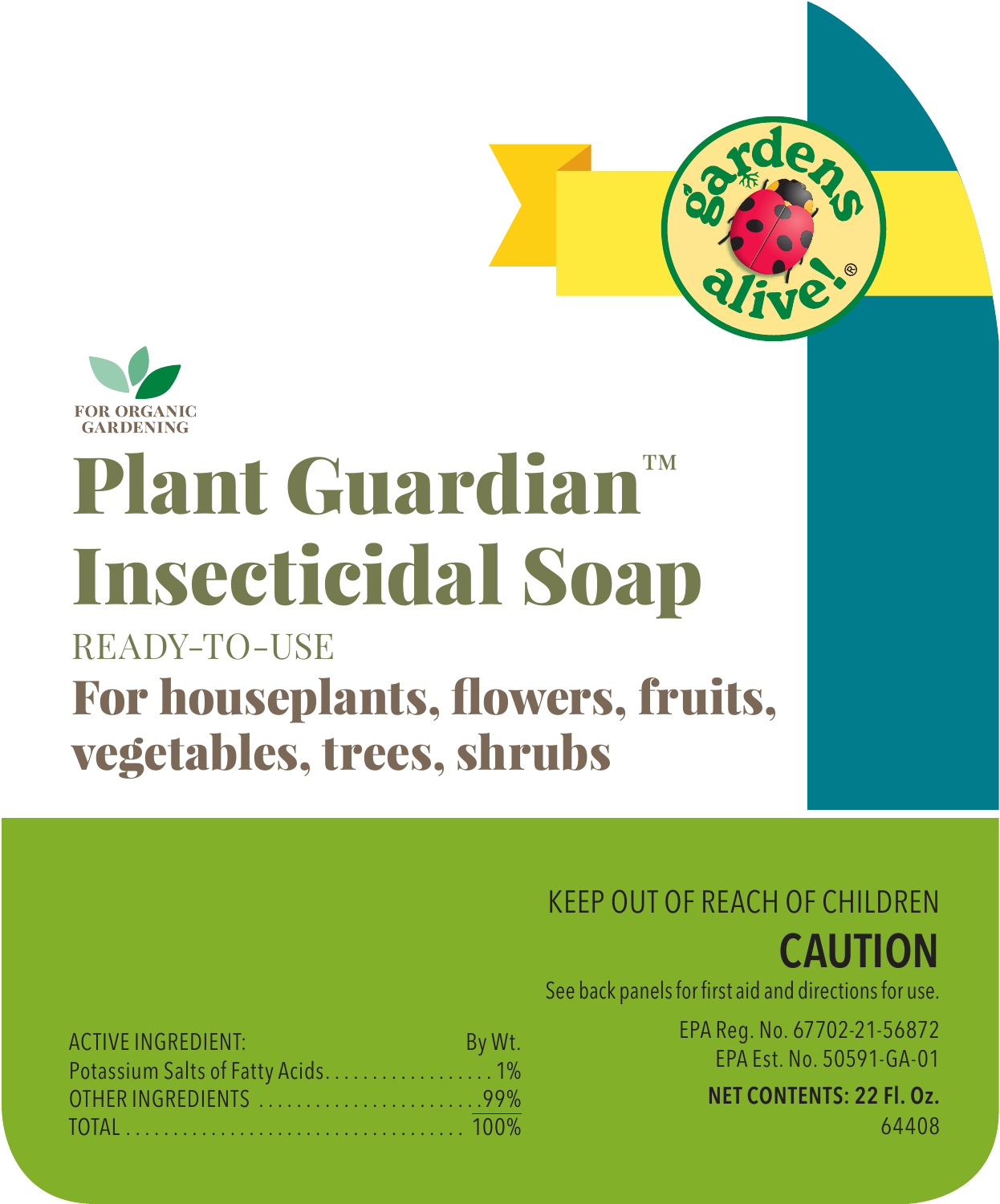gardens alive!®

FOR ORGANIC GARDENING

# Plant Guardian™ Insecticidal Soap

READY-TO-USE

## For houseplants, flowers, fruits, vegetables, trees, shrubs

KEEP OUT OF REACH OF CHILDREN

**CAUTION**

See back panels for first aid and directions for use.

| ACTIVE INGREDIENT: | By Wt. |
| --- | --- |
| Potassium Salts of Fatty Acids | 1% |
| OTHER INGREDIENTS | 99% |
| TOTAL | 100% |

EPA Reg. No. 67702-21-56872
EPA Est. No. 50591-GA-01

**NET CONTENTS: 22 Fl. Oz.**

64408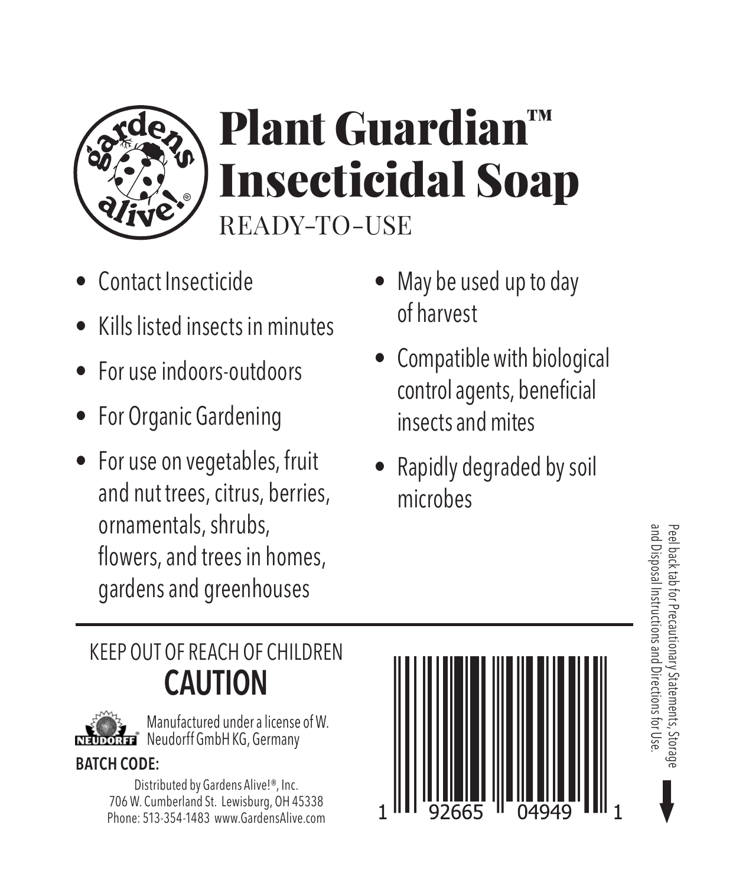# Plant Guardian™ Insecticidal Soap

READY-TO-USE

- Contact Insecticide
- Kills listed insects in minutes
- For use indoors-outdoors
- For Organic Gardening
- For use on vegetables, fruit and nut trees, citrus, berries, ornamentals, shrubs, flowers, and trees in homes, gardens and greenhouses
- May be used up to day of harvest
- Compatible with biological control agents, beneficial insects and mites
- Rapidly degraded by soil microbes

Peel back tab for Precautionary Statements, Storage and Disposal Instructions and Directions for Use.

KEEP OUT OF REACH OF CHILDREN

## CAUTION

Manufactured under a license of W. Neudorff GmbH KG, Germany

**BATCH CODE:**

Distributed by Gardens Alive!®, Inc.
706 W. Cumberland St. Lewisburg, OH 45338
Phone: 513-354-1483 www.GardensAlive.com

1 92665 04949 1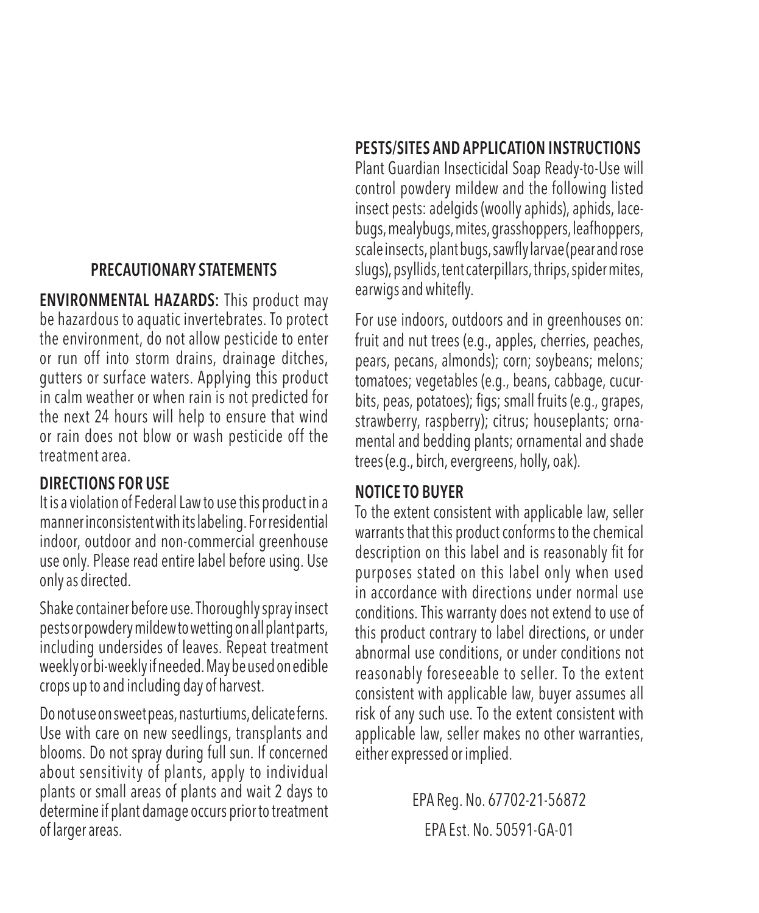## PRECAUTIONARY STATEMENTS

**ENVIRONMENTAL HAZARDS:** This product may be hazardous to aquatic invertebrates. To protect the environment, do not allow pesticide to enter or run off into storm drains, drainage ditches, gutters or surface waters. Applying this product in calm weather or when rain is not predicted for the next 24 hours will help to ensure that wind or rain does not blow or wash pesticide off the treatment area.

### DIRECTIONS FOR USE

It is a violation of Federal Law to use this product in a manner inconsistent with its labeling. For residential indoor, outdoor and non-commercial greenhouse use only. Please read entire label before using. Use only as directed.

Shake container before use. Thoroughly spray insect pests or powdery mildew to wetting on all plant parts, including undersides of leaves. Repeat treatment weekly or bi-weekly if needed. May be used on edible crops up to and including day of harvest.

Do not use on sweet peas, nasturtiums, delicate ferns. Use with care on new seedlings, transplants and blooms. Do not spray during full sun. If concerned about sensitivity of plants, apply to individual plants or small areas of plants and wait 2 days to determine if plant damage occurs prior to treatment of larger areas.

### PESTS/SITES AND APPLICATION INSTRUCTIONS

Plant Guardian Insecticidal Soap Ready-to-Use will control powdery mildew and the following listed insect pests: adelgids (woolly aphids), aphids, lacebugs, mealybugs, mites, grasshoppers, leafhoppers, scale insects, plant bugs, sawfly larvae (pear and rose slugs), psyllids, tent caterpillars, thrips, spider mites, earwigs and whitefly.

For use indoors, outdoors and in greenhouses on: fruit and nut trees (e.g., apples, cherries, peaches, pears, pecans, almonds); corn; soybeans; melons; tomatoes; vegetables (e.g., beans, cabbage, cucurbits, peas, potatoes); figs; small fruits (e.g., grapes, strawberry, raspberry); citrus; houseplants; ornamental and bedding plants; ornamental and shade trees (e.g., birch, evergreens, holly, oak).

### NOTICE TO BUYER

To the extent consistent with applicable law, seller warrants that this product conforms to the chemical description on this label and is reasonably fit for purposes stated on this label only when used in accordance with directions under normal use conditions. This warranty does not extend to use of this product contrary to label directions, or under abnormal use conditions, or under conditions not reasonably foreseeable to seller. To the extent consistent with applicable law, buyer assumes all risk of any such use. To the extent consistent with applicable law, seller makes no other warranties, either expressed or implied.

EPA Reg. No. 67702-21-56872

EPA Est. No. 50591-GA-01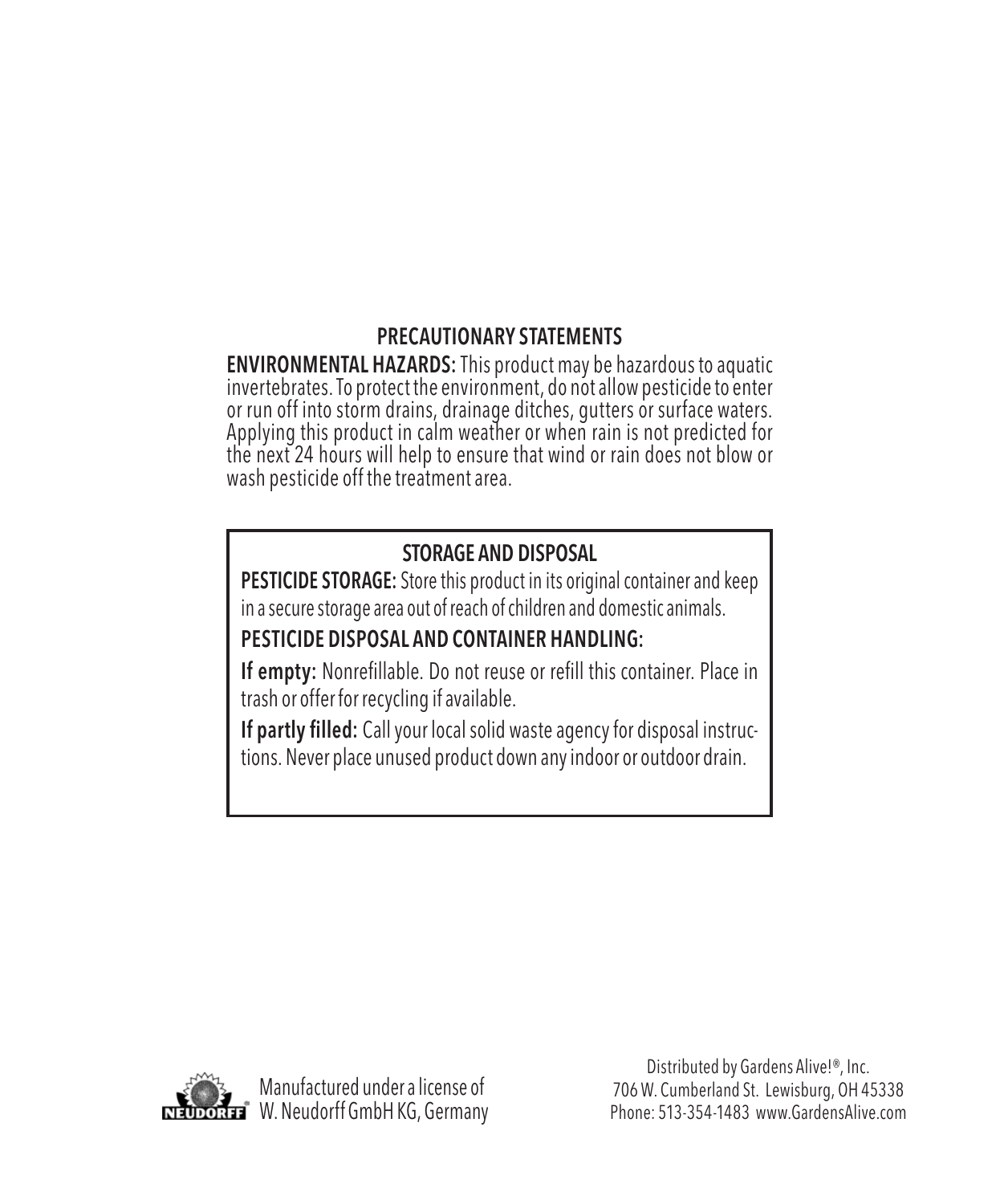## PRECAUTIONARY STATEMENTS

**ENVIRONMENTAL HAZARDS:** This product may be hazardous to aquatic invertebrates. To protect the environment, do not allow pesticide to enter or run off into storm drains, drainage ditches, gutters or surface waters. Applying this product in calm weather or when rain is not predicted for the next 24 hours will help to ensure that wind or rain does not blow or wash pesticide off the treatment area.

## STORAGE AND DISPOSAL

**PESTICIDE STORAGE:** Store this product in its original container and keep in a secure storage area out of reach of children and domestic animals.

**PESTICIDE DISPOSAL AND CONTAINER HANDLING:**

**If empty:** Nonrefillable. Do not reuse or refill this container. Place in trash or offer for recycling if available.

**If partly filled:** Call your local solid waste agency for disposal instructions. Never place unused product down any indoor or outdoor drain.

NEUDORFF® Manufactured under a license of W. Neudorff GmbH KG, Germany

Distributed by Gardens Alive!®, Inc.
706 W. Cumberland St. Lewisburg, OH 45338
Phone: 513-354-1483 www.GardensAlive.com